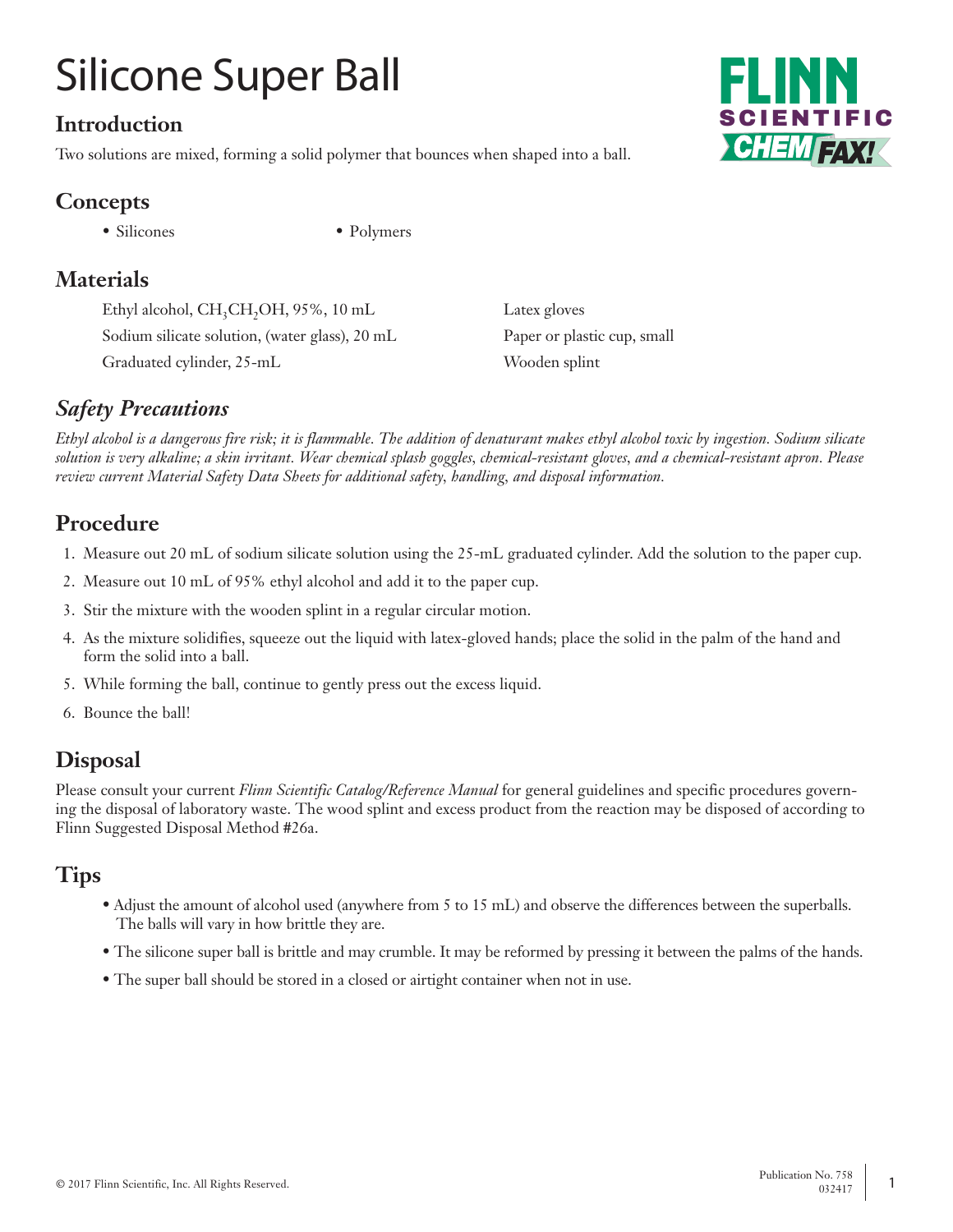# Silicone Super Ball

## Introduction

Two solutions are mixed, forming a solid polymer that bounces when shaped into a ball.

## Concepts

- Silicones
- Polymers

## Materials

- Ethyl alcohol, $CH_3CH_2OH$, 95%, 10 mL
- Sodium silicate solution, (water glass), 20 mL
- Graduated cylinder, 25-mL
- Latex gloves
- Paper or plastic cup, small
- Wooden splint

## *Safety Precautions*

*Ethyl alcohol is a dangerous fire risk; it is flammable. The addition of denaturant makes ethyl alcohol toxic by ingestion. Sodium silicate solution is very alkaline; a skin irritant. Wear chemical splash goggles, chemical-resistant gloves, and a chemical-resistant apron. Please review current Material Safety Data Sheets for additional safety, handling, and disposal information.*

## Procedure

1. Measure out 20 mL of sodium silicate solution using the 25-mL graduated cylinder. Add the solution to the paper cup.
2. Measure out 10 mL of 95% ethyl alcohol and add it to the paper cup.
3. Stir the mixture with the wooden splint in a regular circular motion.
4. As the mixture solidifies, squeeze out the liquid with latex-gloved hands; place the solid in the palm of the hand and form the solid into a ball.
5. While forming the ball, continue to gently press out the excess liquid.
6. Bounce the ball!

## Disposal

Please consult your current *Flinn Scientific Catalog/Reference Manual* for general guidelines and specific procedures governing the disposal of laboratory waste. The wood splint and excess product from the reaction may be disposed of according to Flinn Suggested Disposal Method #26a.

## Tips

- Adjust the amount of alcohol used (anywhere from 5 to 15 mL) and observe the differences between the superballs. The balls will vary in how brittle they are.
- The silicone super ball is brittle and may crumble. It may be reformed by pressing it between the palms of the hands.
- The super ball should be stored in a closed or airtight container when not in use.

© 2017 Flinn Scientific, Inc. All Rights Reserved.

Publication No. 758
032417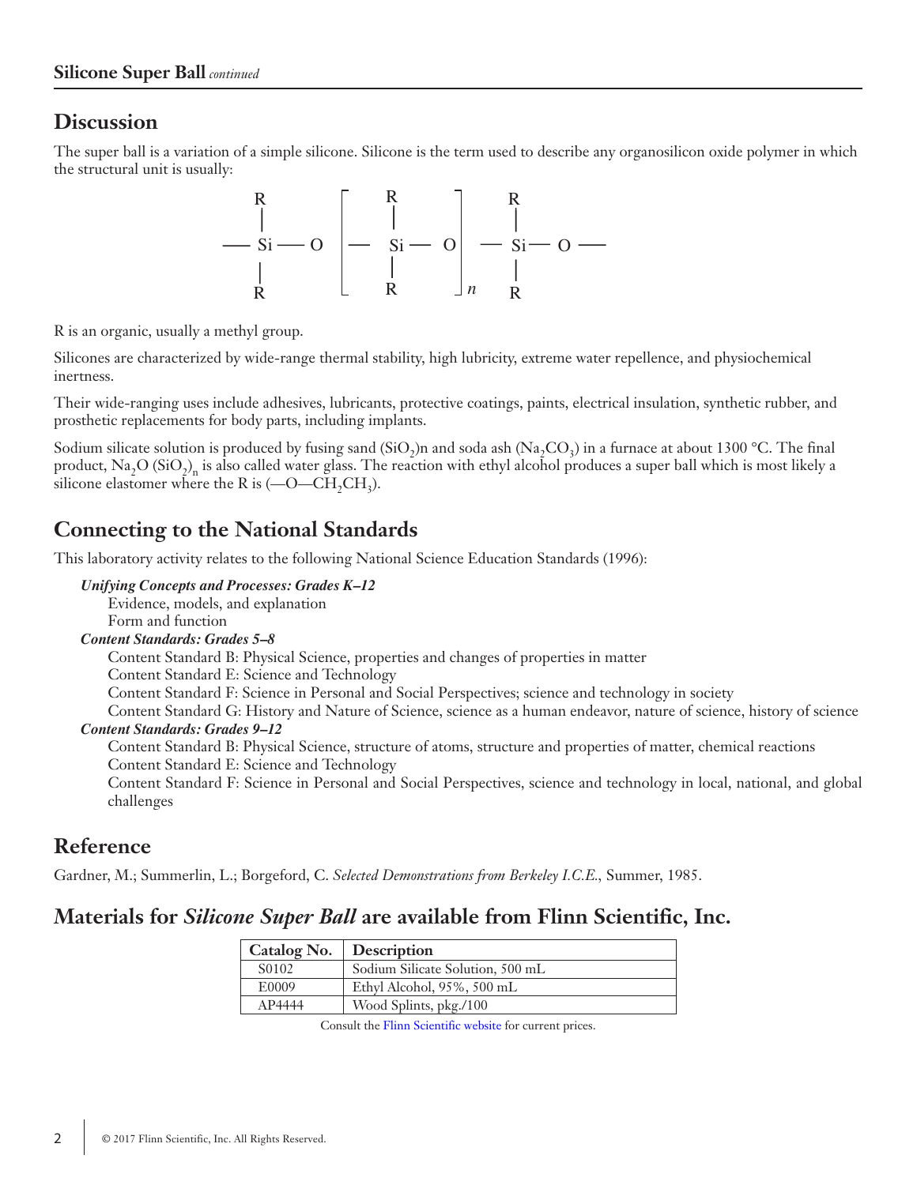## Discussion

The super ball is a variation of a simple silicone. Silicone is the term used to describe any organosilicon oxide polymer in which the structural unit is usually:

$$
-\underset{\displaystyle R}{\overset{\displaystyle R}{\underset{|}{\overset{|}{Si}}}}-O\left[-\underset{\displaystyle R}{\overset{\displaystyle R}{\underset{|}{\overset{|}{Si}}}}-O\right]_n-\underset{\displaystyle R}{\overset{\displaystyle R}{\underset{|}{\overset{|}{Si}}}}-O-
$$

R is an organic, usually a methyl group.

Silicones are characterized by wide-range thermal stability, high lubricity, extreme water repellence, and physiochemical inertness.

Their wide-ranging uses include adhesives, lubricants, protective coatings, paints, electrical insulation, synthetic rubber, and prosthetic replacements for body parts, including implants.

Sodium silicate solution is produced by fusing sand $(SiO_2)n$ and soda ash $(Na_2CO_3)$ in a furnace at about 1300 °C. The final product, $Na_2O\,(SiO_2)_n$ is also called water glass. The reaction with ethyl alcohol produces a super ball which is most likely a silicone elastomer where the R is $(—O—CH_2CH_3)$.

## Connecting to the National Standards

This laboratory activity relates to the following National Science Education Standards (1996):

***Unifying Concepts and Processes: Grades K–12***
- Evidence, models, and explanation
- Form and function

***Content Standards: Grades 5–8***
- Content Standard B: Physical Science, properties and changes of properties in matter
- Content Standard E: Science and Technology
- Content Standard F: Science in Personal and Social Perspectives; science and technology in society
- Content Standard G: History and Nature of Science, science as a human endeavor, nature of science, history of science

***Content Standards: Grades 9–12***
- Content Standard B: Physical Science, structure of atoms, structure and properties of matter, chemical reactions
- Content Standard E: Science and Technology
- Content Standard F: Science in Personal and Social Perspectives, science and technology in local, national, and global challenges

## Reference

Gardner, M.; Summerlin, L.; Borgeford, C. *Selected Demonstrations from Berkeley I.C.E.,* Summer, 1985.

## Materials for *Silicone Super Ball* are available from Flinn Scientific, Inc.

| Catalog No. | Description |
|---|---|
| S0102 | Sodium Silicate Solution, 500 mL |
| E0009 | Ethyl Alcohol, 95%, 500 mL |
| AP4444 | Wood Splints, pkg./100 |

Consult the Flinn Scientific website for current prices.